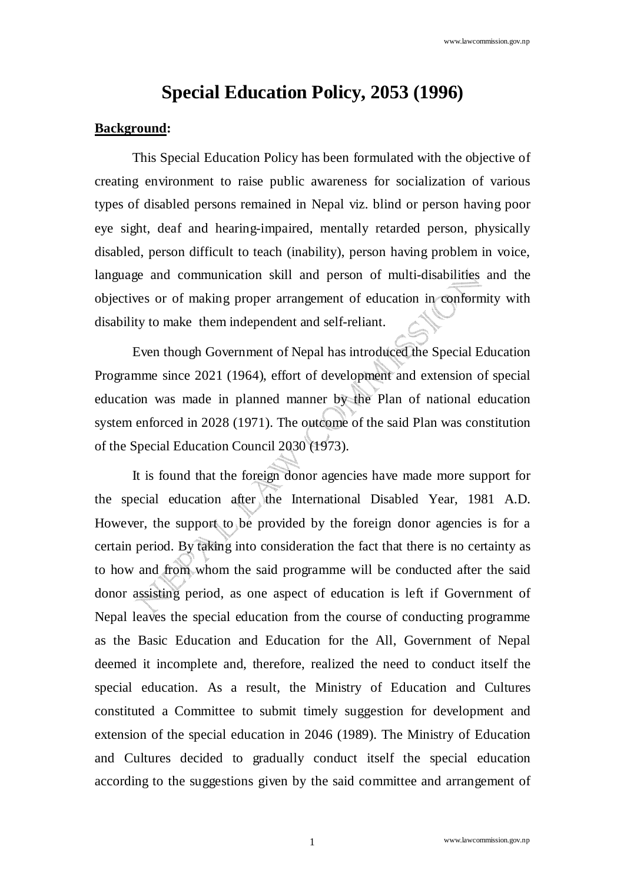# Special Education Policy, 2053 (1996)

**Background:**

This Special Education Policy has been formulated with the objective of creating environment to raise public awareness for socialization of various types of disabled persons remained in Nepal viz. blind or person having poor eye sight, deaf and hearing-impaired, mentally retarded person, physically disabled, person difficult to teach (inability), person having problem in voice, language and communication skill and person of multi-disabilities and the objectives or of making proper arrangement of education in conformity with disability to make them independent and self-reliant.

Even though Government of Nepal has introduced the Special Education Programme since 2021 (1964), effort of development and extension of special education was made in planned manner by the Plan of national education system enforced in 2028 (1971). The outcome of the said Plan was constitution of the Special Education Council 2030 (1973).

It is found that the foreign donor agencies have made more support for the special education after the International Disabled Year, 1981 A.D. However, the support to be provided by the foreign donor agencies is for a certain period. By taking into consideration the fact that there is no certainty as to how and from whom the said programme will be conducted after the said donor assisting period, as one aspect of education is left if Government of Nepal leaves the special education from the course of conducting programme as the Basic Education and Education for the All, Government of Nepal deemed it incomplete and, therefore, realized the need to conduct itself the special education. As a result, the Ministry of Education and Cultures constituted a Committee to submit timely suggestion for development and extension of the special education in 2046 (1989). The Ministry of Education and Cultures decided to gradually conduct itself the special education according to the suggestions given by the said committee and arrangement of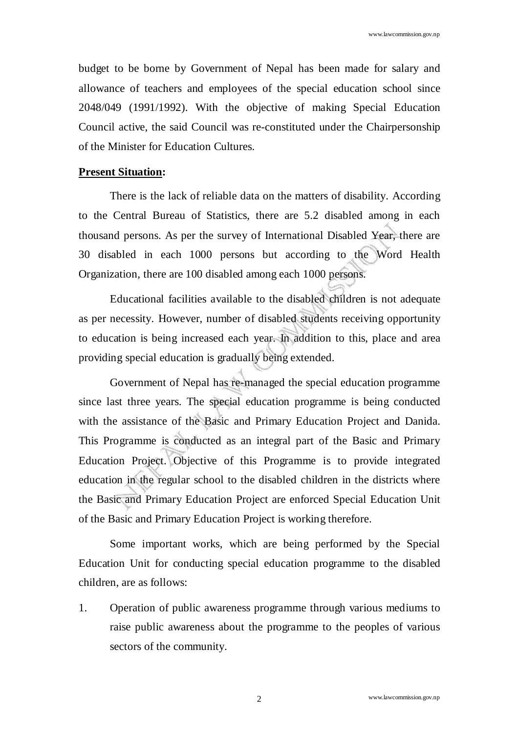budget to be borne by Government of Nepal has been made for salary and allowance of teachers and employees of the special education school since 2048/049 (1991/1992). With the objective of making Special Education Council active, the said Council was re-constituted under the Chairpersonship of the Minister for Education Cultures.

**Present Situation:**

There is the lack of reliable data on the matters of disability. According to the Central Bureau of Statistics, there are 5.2 disabled among in each thousand persons. As per the survey of International Disabled Year, there are 30 disabled in each 1000 persons but according to the Word Health Organization, there are 100 disabled among each 1000 persons.

Educational facilities available to the disabled children is not adequate as per necessity. However, number of disabled students receiving opportunity to education is being increased each year. In addition to this, place and area providing special education is gradually being extended.

Government of Nepal has re-managed the special education programme since last three years. The special education programme is being conducted with the assistance of the Basic and Primary Education Project and Danida. This Programme is conducted as an integral part of the Basic and Primary Education Project. Objective of this Programme is to provide integrated education in the regular school to the disabled children in the districts where the Basic and Primary Education Project are enforced Special Education Unit of the Basic and Primary Education Project is working therefore.

Some important works, which are being performed by the Special Education Unit for conducting special education programme to the disabled children, are as follows:

1. Operation of public awareness programme through various mediums to raise public awareness about the programme to the peoples of various sectors of the community.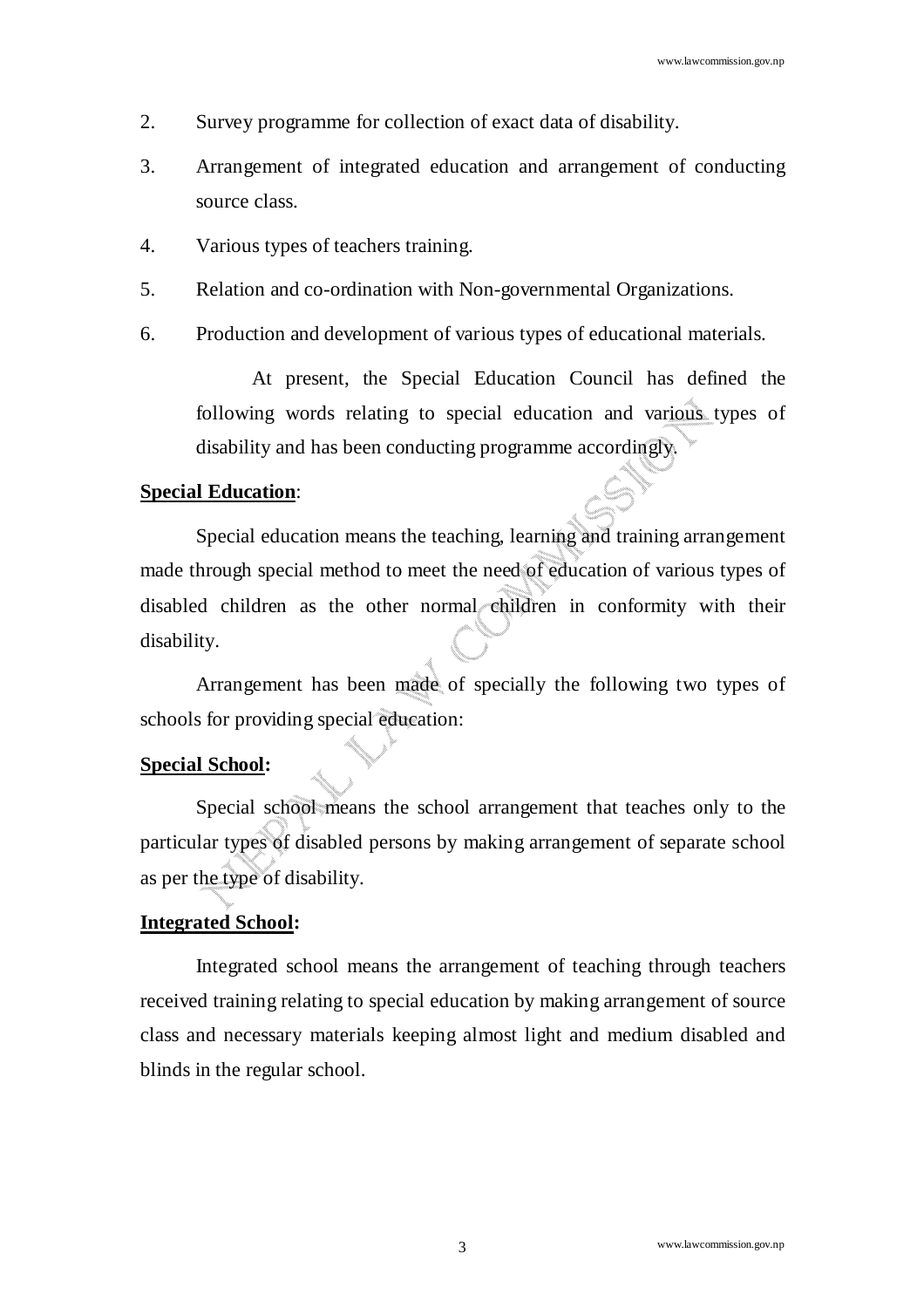2. Survey programme for collection of exact data of disability.
3. Arrangement of integrated education and arrangement of conducting source class.
4. Various types of teachers training.
5. Relation and co-ordination with Non-governmental Organizations.
6. Production and development of various types of educational materials.

At present, the Special Education Council has defined the following words relating to special education and various types of disability and has been conducting programme accordingly.

**Special Education**:

Special education means the teaching, learning and training arrangement made through special method to meet the need of education of various types of disabled children as the other normal children in conformity with their disability.

Arrangement has been made of specially the following two types of schools for providing special education:

**Special School:**

Special school means the school arrangement that teaches only to the particular types of disabled persons by making arrangement of separate school as per the type of disability.

**Integrated School:**

Integrated school means the arrangement of teaching through teachers received training relating to special education by making arrangement of source class and necessary materials keeping almost light and medium disabled and blinds in the regular school.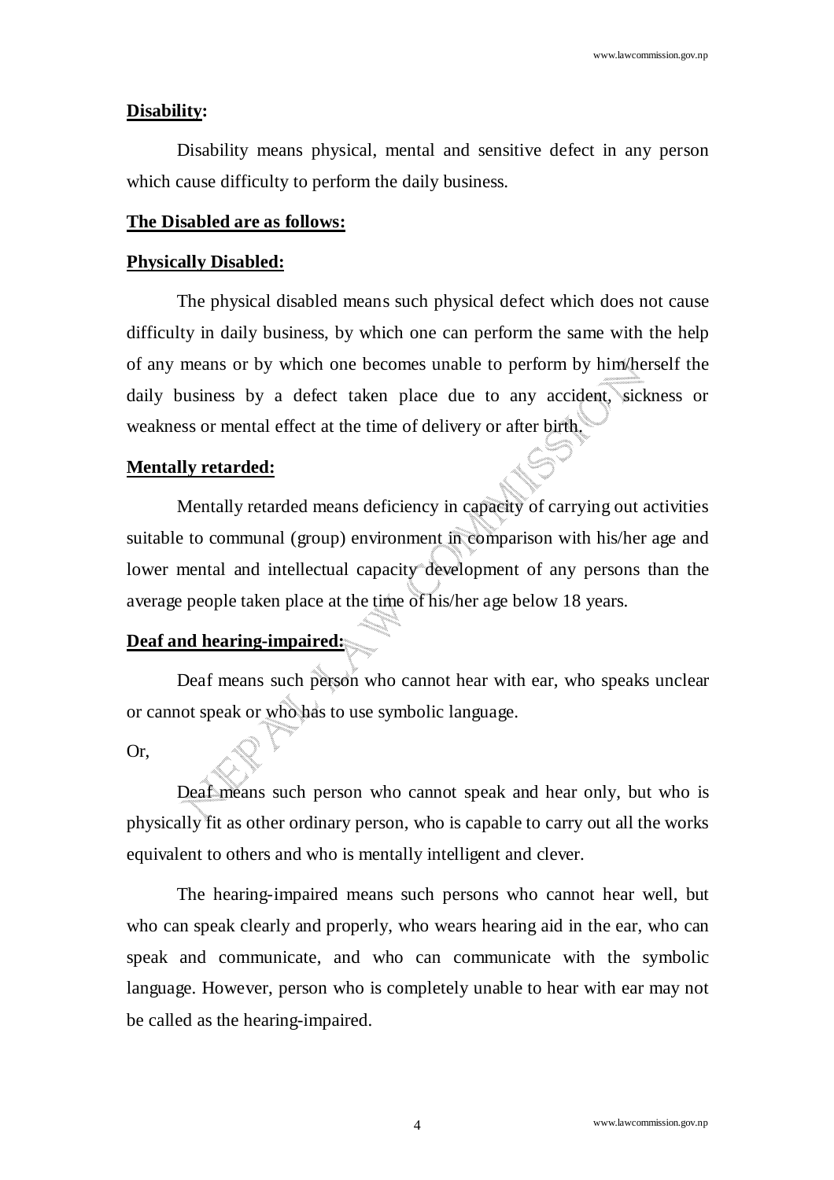**Disability:**

Disability means physical, mental and sensitive defect in any person which cause difficulty to perform the daily business.

**The Disabled are as follows:**

**Physically Disabled:**

The physical disabled means such physical defect which does not cause difficulty in daily business, by which one can perform the same with the help of any means or by which one becomes unable to perform by him/herself the daily business by a defect taken place due to any accident, sickness or weakness or mental effect at the time of delivery or after birth.

**Mentally retarded:**

Mentally retarded means deficiency in capacity of carrying out activities suitable to communal (group) environment in comparison with his/her age and lower mental and intellectual capacity development of any persons than the average people taken place at the time of his/her age below 18 years.

**Deaf and hearing-impaired:**

Deaf means such person who cannot hear with ear, who speaks unclear or cannot speak or who has to use symbolic language.

Or,

Deaf means such person who cannot speak and hear only, but who is physically fit as other ordinary person, who is capable to carry out all the works equivalent to others and who is mentally intelligent and clever.

The hearing-impaired means such persons who cannot hear well, but who can speak clearly and properly, who wears hearing aid in the ear, who can speak and communicate, and who can communicate with the symbolic language. However, person who is completely unable to hear with ear may not be called as the hearing-impaired.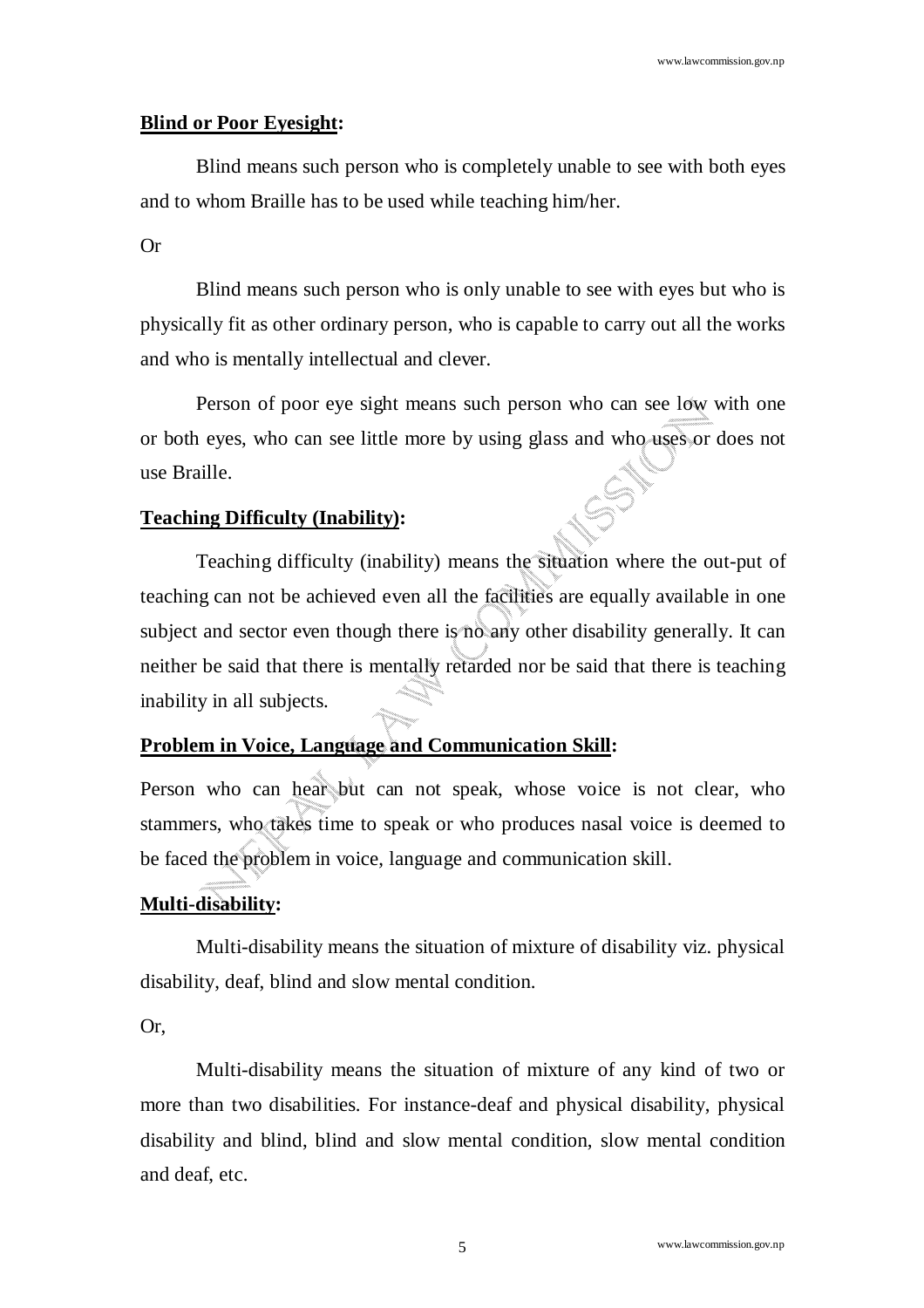**Blind or Poor Eyesight:**

Blind means such person who is completely unable to see with both eyes and to whom Braille has to be used while teaching him/her.

Or

Blind means such person who is only unable to see with eyes but who is physically fit as other ordinary person, who is capable to carry out all the works and who is mentally intellectual and clever.

Person of poor eye sight means such person who can see low with one or both eyes, who can see little more by using glass and who uses or does not use Braille.

**Teaching Difficulty (Inability):**

Teaching difficulty (inability) means the situation where the out-put of teaching can not be achieved even all the facilities are equally available in one subject and sector even though there is no any other disability generally. It can neither be said that there is mentally retarded nor be said that there is teaching inability in all subjects.

**Problem in Voice, Language and Communication Skill:**

Person who can hear but can not speak, whose voice is not clear, who stammers, who takes time to speak or who produces nasal voice is deemed to be faced the problem in voice, language and communication skill.

**Multi-disability:**

Multi-disability means the situation of mixture of disability viz. physical disability, deaf, blind and slow mental condition.

Or,

Multi-disability means the situation of mixture of any kind of two or more than two disabilities. For instance-deaf and physical disability, physical disability and blind, blind and slow mental condition, slow mental condition and deaf, etc.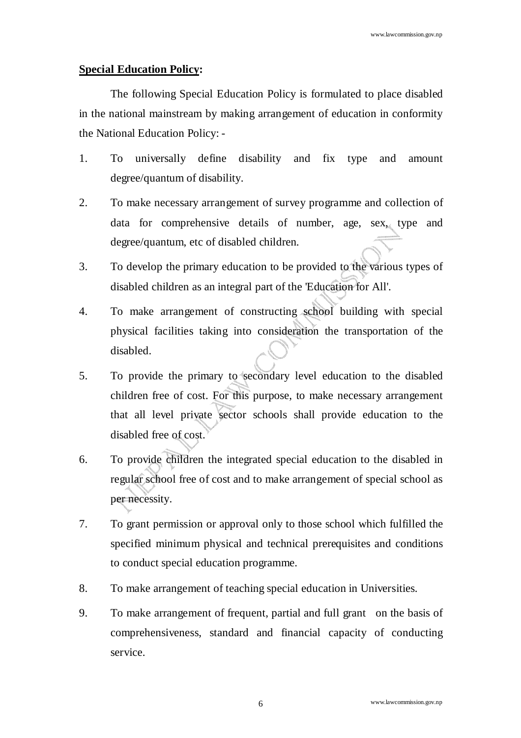**Special Education Policy:**

The following Special Education Policy is formulated to place disabled in the national mainstream by making arrangement of education in conformity the National Education Policy: -

1. To universally define disability and fix type and amount degree/quantum of disability.
2. To make necessary arrangement of survey programme and collection of data for comprehensive details of number, age, sex, type and degree/quantum, etc of disabled children.
3. To develop the primary education to be provided to the various types of disabled children as an integral part of the 'Education for All'.
4. To make arrangement of constructing school building with special physical facilities taking into consideration the transportation of the disabled.
5. To provide the primary to secondary level education to the disabled children free of cost. For this purpose, to make necessary arrangement that all level private sector schools shall provide education to the disabled free of cost.
6. To provide children the integrated special education to the disabled in regular school free of cost and to make arrangement of special school as per necessity.
7. To grant permission or approval only to those school which fulfilled the specified minimum physical and technical prerequisites and conditions to conduct special education programme.
8. To make arrangement of teaching special education in Universities.
9. To make arrangement of frequent, partial and full grant on the basis of comprehensiveness, standard and financial capacity of conducting service.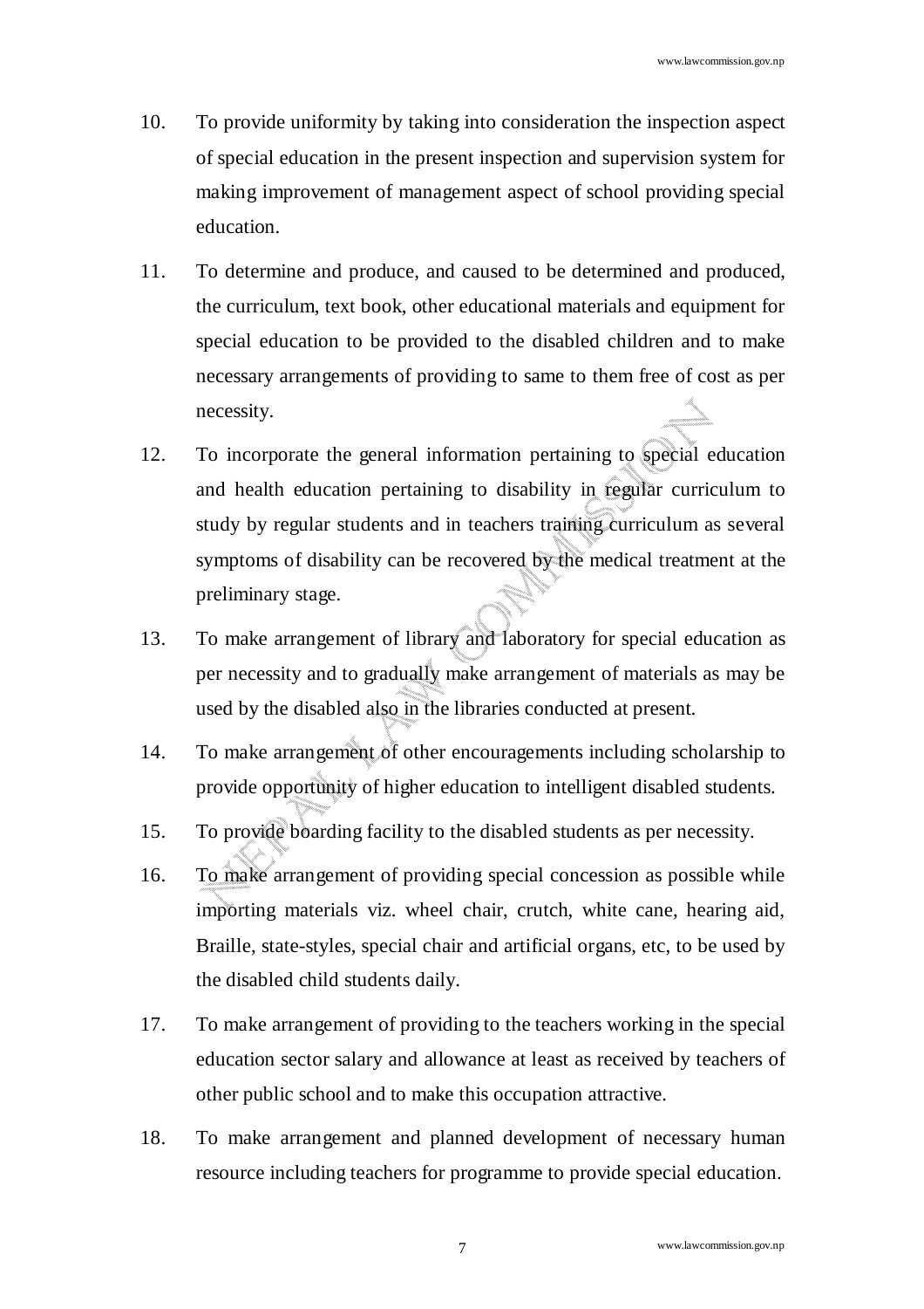10. To provide uniformity by taking into consideration the inspection aspect of special education in the present inspection and supervision system for making improvement of management aspect of school providing special education.

11. To determine and produce, and caused to be determined and produced, the curriculum, text book, other educational materials and equipment for special education to be provided to the disabled children and to make necessary arrangements of providing to same to them free of cost as per necessity.

12. To incorporate the general information pertaining to special education and health education pertaining to disability in regular curriculum to study by regular students and in teachers training curriculum as several symptoms of disability can be recovered by the medical treatment at the preliminary stage.

13. To make arrangement of library and laboratory for special education as per necessity and to gradually make arrangement of materials as may be used by the disabled also in the libraries conducted at present.

14. To make arrangement of other encouragements including scholarship to provide opportunity of higher education to intelligent disabled students.

15. To provide boarding facility to the disabled students as per necessity.

16. To make arrangement of providing special concession as possible while importing materials viz. wheel chair, crutch, white cane, hearing aid, Braille, state-styles, special chair and artificial organs, etc, to be used by the disabled child students daily.

17. To make arrangement of providing to the teachers working in the special education sector salary and allowance at least as received by teachers of other public school and to make this occupation attractive.

18. To make arrangement and planned development of necessary human resource including teachers for programme to provide special education.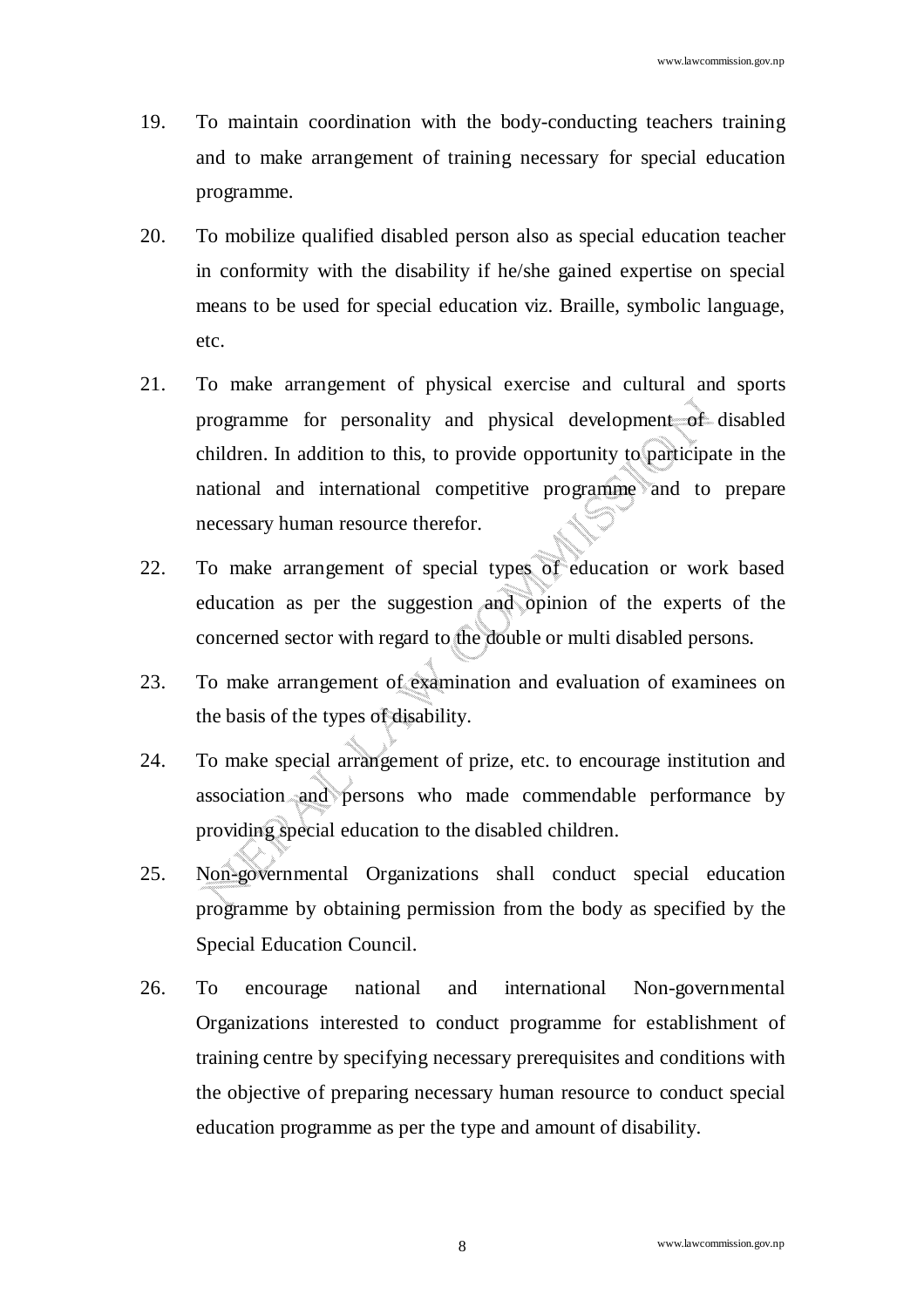19. To maintain coordination with the body-conducting teachers training and to make arrangement of training necessary for special education programme.

20. To mobilize qualified disabled person also as special education teacher in conformity with the disability if he/she gained expertise on special means to be used for special education viz. Braille, symbolic language, etc.

21. To make arrangement of physical exercise and cultural and sports programme for personality and physical development of disabled children. In addition to this, to provide opportunity to participate in the national and international competitive programme and to prepare necessary human resource therefor.

22. To make arrangement of special types of education or work based education as per the suggestion and opinion of the experts of the concerned sector with regard to the double or multi disabled persons.

23. To make arrangement of examination and evaluation of examinees on the basis of the types of disability.

24. To make special arrangement of prize, etc. to encourage institution and association and persons who made commendable performance by providing special education to the disabled children.

25. Non-governmental Organizations shall conduct special education programme by obtaining permission from the body as specified by the Special Education Council.

26. To encourage national and international Non-governmental Organizations interested to conduct programme for establishment of training centre by specifying necessary prerequisites and conditions with the objective of preparing necessary human resource to conduct special education programme as per the type and amount of disability.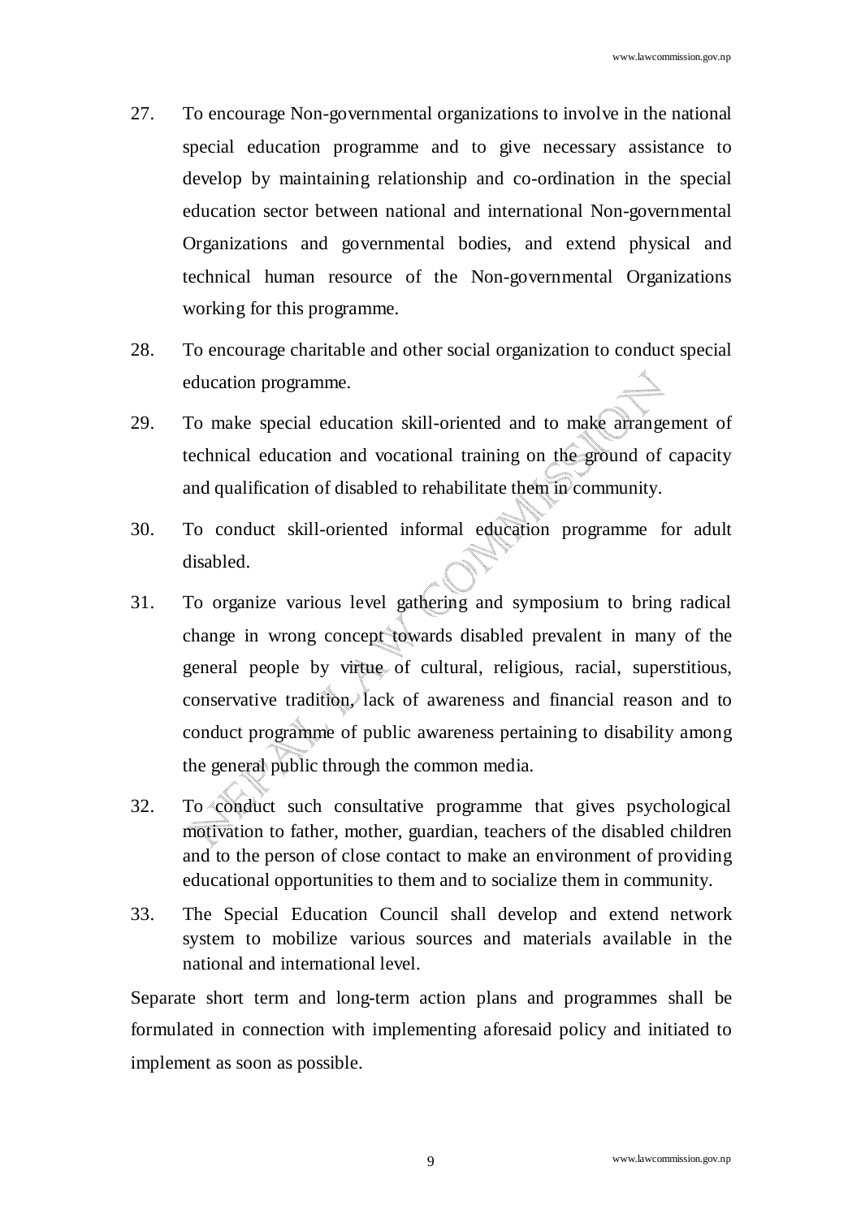27. To encourage Non-governmental organizations to involve in the national special education programme and to give necessary assistance to develop by maintaining relationship and co-ordination in the special education sector between national and international Non-governmental Organizations and governmental bodies, and extend physical and technical human resource of the Non-governmental Organizations working for this programme.

28. To encourage charitable and other social organization to conduct special education programme.

29. To make special education skill-oriented and to make arrangement of technical education and vocational training on the ground of capacity and qualification of disabled to rehabilitate them in community.

30. To conduct skill-oriented informal education programme for adult disabled.

31. To organize various level gathering and symposium to bring radical change in wrong concept towards disabled prevalent in many of the general people by virtue of cultural, religious, racial, superstitious, conservative tradition, lack of awareness and financial reason and to conduct programme of public awareness pertaining to disability among the general public through the common media.

32. To conduct such consultative programme that gives psychological motivation to father, mother, guardian, teachers of the disabled children and to the person of close contact to make an environment of providing educational opportunities to them and to socialize them in community.

33. The Special Education Council shall develop and extend network system to mobilize various sources and materials available in the national and international level.

Separate short term and long-term action plans and programmes shall be formulated in connection with implementing aforesaid policy and initiated to implement as soon as possible.